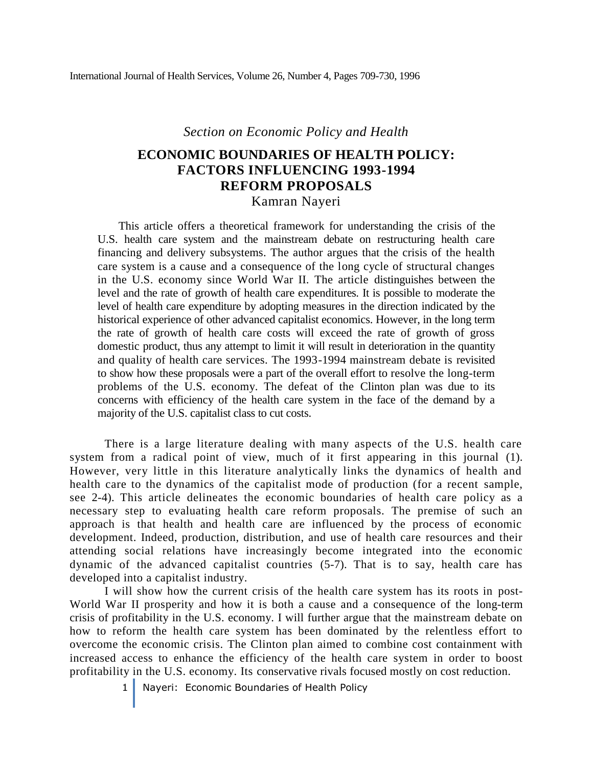*Section on Economic Policy and Health*

# ECONOMIC BOUNDARIES OF HEALTH POLICY: FACTORS INFLUENCING 1993-1994 REFORM PROPOSALS

Kamran Nayeri

This article offers a theoretical framework for understanding the crisis of the U.S. health care system and the mainstream debate on restructuring health care financing and delivery subsystems. The author argues that the crisis of the health care system is a cause and a consequence of the long cycle of structural changes in the U.S. economy since World War II. The article distinguishes between the level and the rate of growth of health care expenditures. It is possible to moderate the level of health care expenditure by adopting measures in the direction indicated by the historical experience of other advanced capitalist economics. However, in the long term the rate of growth of health care costs will exceed the rate of growth of gross domestic product, thus any attempt to limit it will result in deterioration in the quantity and quality of health care services. The 1993-1994 mainstream debate is revisited to show how these proposals were a part of the overall effort to resolve the long-term problems of the U.S. economy. The defeat of the Clinton plan was due to its concerns with efficiency of the health care system in the face of the demand by a majority of the U.S. capitalist class to cut costs.

There is a large literature dealing with many aspects of the U.S. health care system from a radical point of view, much of it first appearing in this journal (1). However, very little in this literature analytically links the dynamics of health and health care to the dynamics of the capitalist mode of production (for a recent sample, see 2-4). This article delineates the economic boundaries of health care policy as a necessary step to evaluating health care reform proposals. The premise of such an approach is that health and health care are influenced by the process of economic development. Indeed, production, distribution, and use of health care resources and their attending social relations have increasingly become integrated into the economic dynamic of the advanced capitalist countries (5-7). That is to say, health care has developed into a capitalist industry.

I will show how the current crisis of the health care system has its roots in post-World War II prosperity and how it is both a cause and a consequence of the long-term crisis of profitability in the U.S. economy. I will further argue that the mainstream debate on how to reform the health care system has been dominated by the relentless effort to overcome the economic crisis. The Clinton plan aimed to combine cost containment with increased access to enhance the efficiency of the health care system in order to boost profitability in the U.S. economy. Its conservative rivals focused mostly on cost reduction.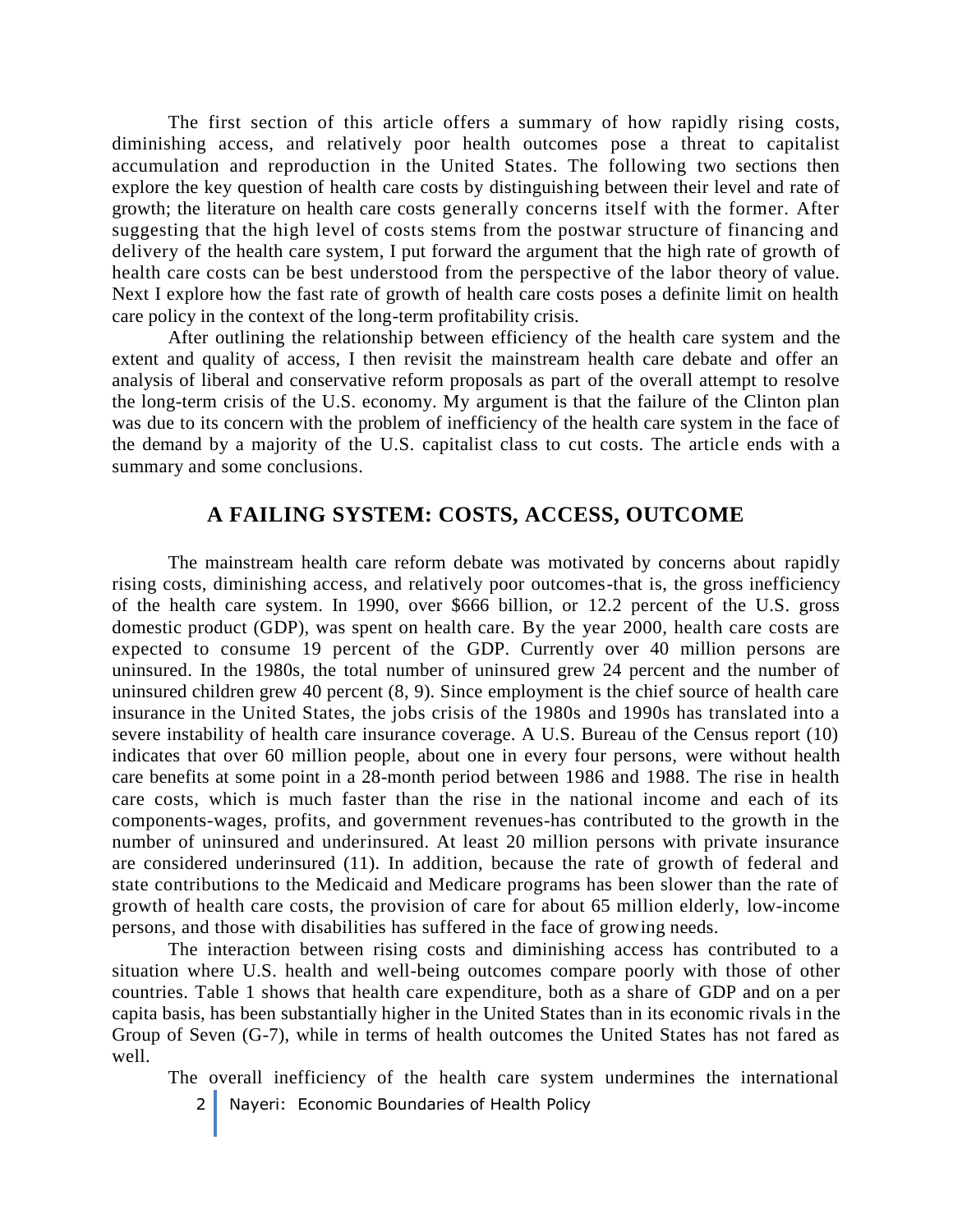The first section of this article offers a summary of how rapidly rising costs, diminishing access, and relatively poor health outcomes pose a threat to capitalist accumulation and reproduction in the United States. The following two sections then explore the key question of health care costs by distinguishing between their level and rate of growth; the literature on health care costs generally concerns itself with the former. After suggesting that the high level of costs stems from the postwar structure of financing and delivery of the health care system, I put forward the argument that the high rate of growth of health care costs can be best understood from the perspective of the labor theory of value. Next I explore how the fast rate of growth of health care costs poses a definite limit on health care policy in the context of the long-term profitability crisis.

After outlining the relationship between efficiency of the health care system and the extent and quality of access, I then revisit the mainstream health care debate and offer an analysis of liberal and conservative reform proposals as part of the overall attempt to resolve the long-term crisis of the U.S. economy. My argument is that the failure of the Clinton plan was due to its concern with the problem of inefficiency of the health care system in the face of the demand by a majority of the U.S. capitalist class to cut costs. The article ends with a summary and some conclusions.

## A FAILING SYSTEM: COSTS, ACCESS, OUTCOME

The mainstream health care reform debate was motivated by concerns about rapidly rising costs, diminishing access, and relatively poor outcomes-that is, the gross inefficiency of the health care system. In 1990, over $666 billion, or 12.2 percent of the U.S. gross domestic product (GDP), was spent on health care. By the year 2000, health care costs are expected to consume 19 percent of the GDP. Currently over 40 million persons are uninsured. In the 1980s, the total number of uninsured grew 24 percent and the number of uninsured children grew 40 percent (8, 9). Since employment is the chief source of health care insurance in the United States, the jobs crisis of the 1980s and 1990s has translated into a severe instability of health care insurance coverage. A U.S. Bureau of the Census report (10) indicates that over 60 million people, about one in every four persons, were without health care benefits at some point in a 28-month period between 1986 and 1988. The rise in health care costs, which is much faster than the rise in the national income and each of its components-wages, profits, and government revenues-has contributed to the growth in the number of uninsured and underinsured. At least 20 million persons with private insurance are considered underinsured (11). In addition, because the rate of growth of federal and state contributions to the Medicaid and Medicare programs has been slower than the rate of growth of health care costs, the provision of care for about 65 million elderly, low-income persons, and those with disabilities has suffered in the face of growing needs.

The interaction between rising costs and diminishing access has contributed to a situation where U.S. health and well-being outcomes compare poorly with those of other countries. Table 1 shows that health care expenditure, both as a share of GDP and on a per capita basis, has been substantially higher in the United States than in its economic rivals in the Group of Seven (G-7), while in terms of health outcomes the United States has not fared as well.

The overall inefficiency of the health care system undermines the international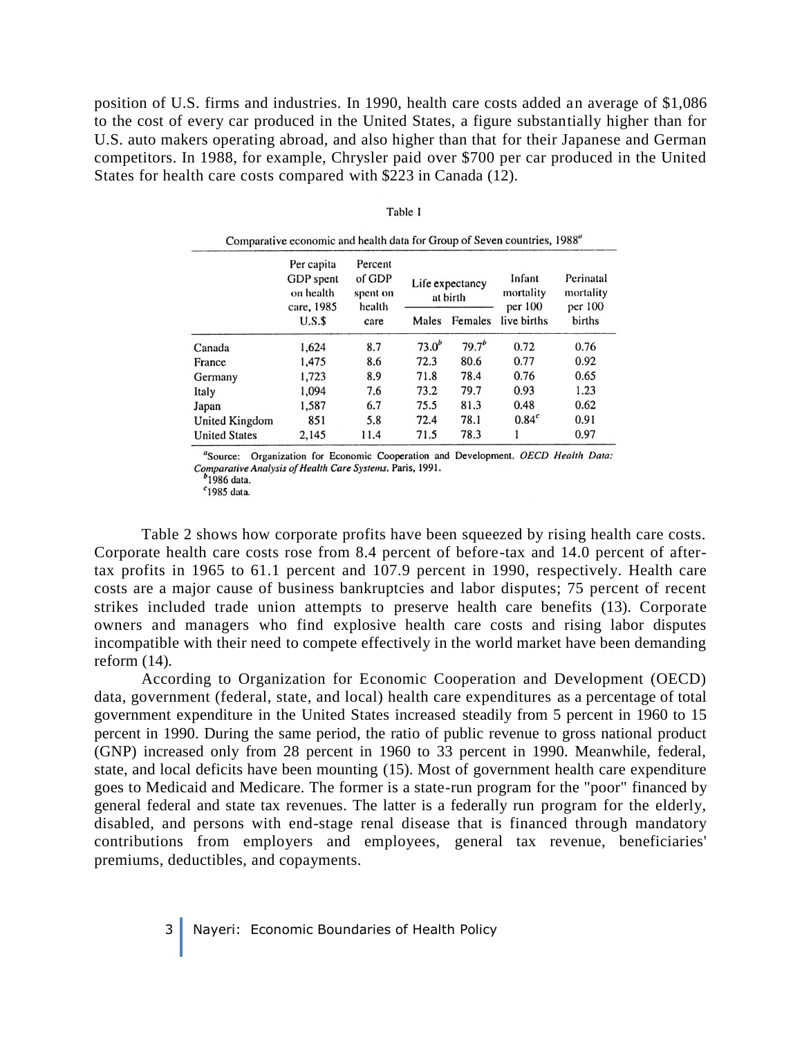position of U.S. firms and industries. In 1990, health care costs added an average of $1,086 to the cost of every car produced in the United States, a figure substantially higher than for U.S. auto makers operating abroad, and also higher than that for their Japanese and German competitors. In 1988, for example, Chrysler paid over $700 per car produced in the United States for health care costs compared with $223 in Canada (12).

Table 1

Comparative economic and health data for Group of Seven countries, 1988[a]

| | Per capita GDP spent on health care, 1985 U.S.$ | Percent of GDP spent on health care | Life expectancy at birth | | Infant mortality per 100 live births | Perinatal mortality per 100 births |
|---|---|---|---|---|---|---|
| | | | Males | Females | | |
| Canada | 1,624 | 8.7 | 73.0[b] | 79.7[b] | 0.72 | 0.76 |
| France | 1,475 | 8.6 | 72.3 | 80.6 | 0.77 | 0.92 |
| Germany | 1,723 | 8.9 | 71.8 | 78.4 | 0.76 | 0.65 |
| Italy | 1,094 | 7.6 | 73.2 | 79.7 | 0.93 | 1.23 |
| Japan | 1,587 | 6.7 | 75.5 | 81.3 | 0.48 | 0.62 |
| United Kingdom | 851 | 5.8 | 72.4 | 78.1 | 0.84[c] | 0.91 |
| United States | 2,145 | 11.4 | 71.5 | 78.3 | 1 | 0.97 |

[a]Source: Organization for Economic Cooperation and Development. *OECD Health Data: Comparative Analysis of Health Care Systems*. Paris, 1991.
[b]1986 data.
[c]1985 data.

Table 2 shows how corporate profits have been squeezed by rising health care costs. Corporate health care costs rose from 8.4 percent of before-tax and 14.0 percent of after-tax profits in 1965 to 61.1 percent and 107.9 percent in 1990, respectively. Health care costs are a major cause of business bankruptcies and labor disputes; 75 percent of recent strikes included trade union attempts to preserve health care benefits (13). Corporate owners and managers who find explosive health care costs and rising labor disputes incompatible with their need to compete effectively in the world market have been demanding reform (14).

According to Organization for Economic Cooperation and Development (OECD) data, government (federal, state, and local) health care expenditures as a percentage of total government expenditure in the United States increased steadily from 5 percent in 1960 to 15 percent in 1990. During the same period, the ratio of public revenue to gross national product (GNP) increased only from 28 percent in 1960 to 33 percent in 1990. Meanwhile, federal, state, and local deficits have been mounting (15). Most of government health care expenditure goes to Medicaid and Medicare. The former is a state-run program for the "poor" financed by general federal and state tax revenues. The latter is a federally run program for the elderly, disabled, and persons with end-stage renal disease that is financed through mandatory contributions from employers and employees, general tax revenue, beneficiaries' premiums, deductibles, and copayments.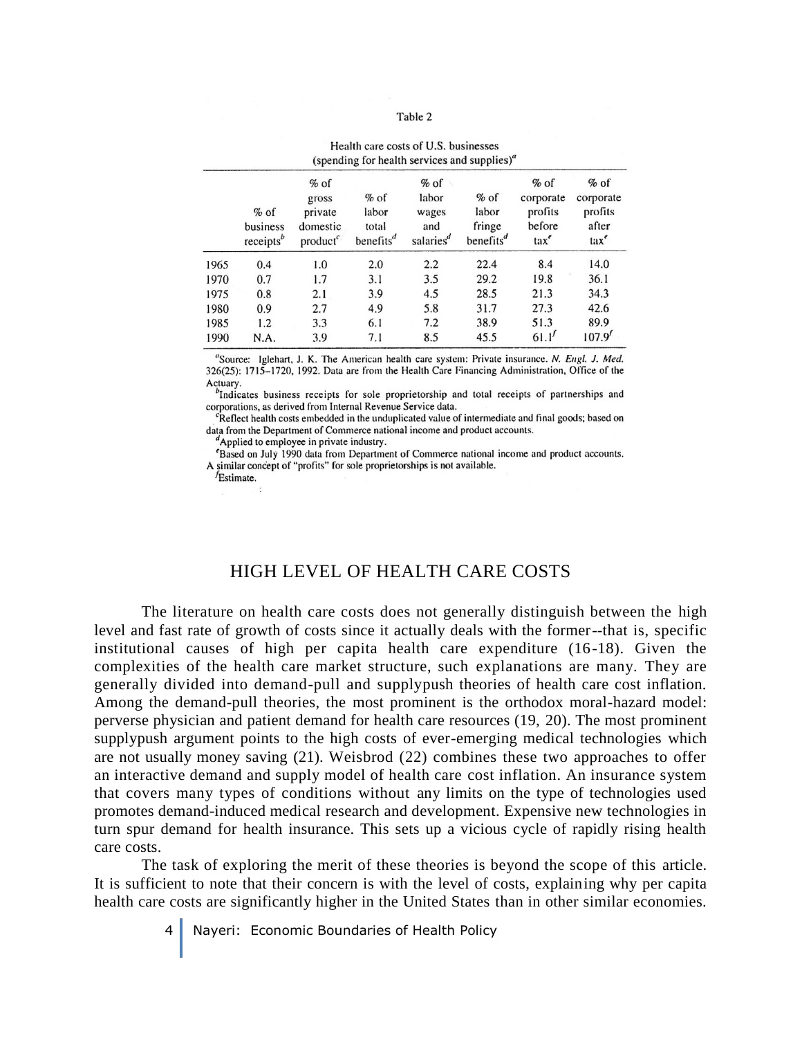Table 2

Health care costs of U.S. businesses (spending for health services and supplies)[a]

| | % of business receipts[b] | % of gross private domestic product[c] | % of labor total benefits[d] | % of labor wages and salaries[d] | % of labor fringe benefits[d] | % of corporate profits before tax[e] | % of corporate profits after tax[e] |
|---|---|---|---|---|---|---|---|
| 1965 | 0.4 | 1.0 | 2.0 | 2.2 | 22.4 | 8.4 | 14.0 |
| 1970 | 0.7 | 1.7 | 3.1 | 3.5 | 29.2 | 19.8 | 36.1 |
| 1975 | 0.8 | 2.1 | 3.9 | 4.5 | 28.5 | 21.3 | 34.3 |
| 1980 | 0.9 | 2.7 | 4.9 | 5.8 | 31.7 | 27.3 | 42.6 |
| 1985 | 1.2 | 3.3 | 6.1 | 7.2 | 38.9 | 51.3 | 89.9 |
| 1990 | N.A. | 3.9 | 7.1 | 8.5 | 45.5 | 61.1[f] | 107.9[f] |

[a]Source: Iglehart, J. K. The American health care system: Private insurance. *N. Engl. J. Med.* 326(25): 1715–1720, 1992. Data are from the Health Care Financing Administration, Office of the Actuary.

[b]Indicates business receipts for sole proprietorship and total receipts of partnerships and corporations, as derived from Internal Revenue Service data.

[c]Reflect health costs embedded in the unduplicated value of intermediate and final goods; based on data from the Department of Commerce national income and product accounts.

[d]Applied to employee in private industry.

[e]Based on July 1990 data from Department of Commerce national income and product accounts. A similar concept of "profits" for sole proprietorships is not available.

[f]Estimate.

## HIGH LEVEL OF HEALTH CARE COSTS

The literature on health care costs does not generally distinguish between the high level and fast rate of growth of costs since it actually deals with the former--that is, specific institutional causes of high per capita health care expenditure (16-18). Given the complexities of the health care market structure, such explanations are many. They are generally divided into demand-pull and supplypush theories of health care cost inflation. Among the demand-pull theories, the most prominent is the orthodox moral-hazard model: perverse physician and patient demand for health care resources (19, 20). The most prominent supplypush argument points to the high costs of ever-emerging medical technologies which are not usually money saving (21). Weisbrod (22) combines these two approaches to offer an interactive demand and supply model of health care cost inflation. An insurance system that covers many types of conditions without any limits on the type of technologies used promotes demand-induced medical research and development. Expensive new technologies in turn spur demand for health insurance. This sets up a vicious cycle of rapidly rising health care costs.

The task of exploring the merit of these theories is beyond the scope of this article. It is sufficient to note that their concern is with the level of costs, explaining why per capita health care costs are significantly higher in the United States than in other similar economies.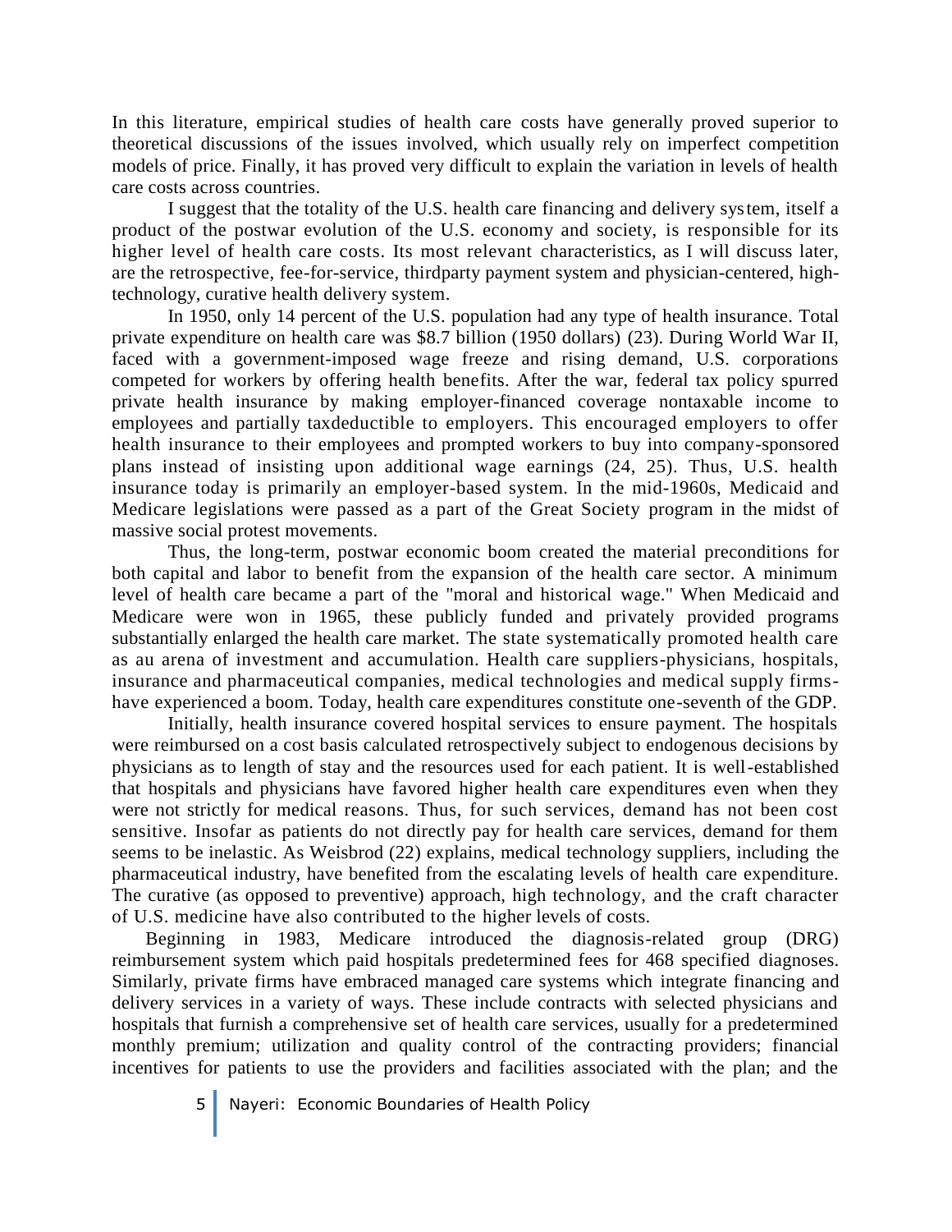In this literature, empirical studies of health care costs have generally proved superior to theoretical discussions of the issues involved, which usually rely on imperfect competition models of price. Finally, it has proved very difficult to explain the variation in levels of health care costs across countries.

I suggest that the totality of the U.S. health care financing and delivery system, itself a product of the postwar evolution of the U.S. economy and society, is responsible for its higher level of health care costs. Its most relevant characteristics, as I will discuss later, are the retrospective, fee-for-service, thirdparty payment system and physician-centered, high-technology, curative health delivery system.

In 1950, only 14 percent of the U.S. population had any type of health insurance. Total private expenditure on health care was $8.7 billion (1950 dollars) (23). During World War II, faced with a government-imposed wage freeze and rising demand, U.S. corporations competed for workers by offering health benefits. After the war, federal tax policy spurred private health insurance by making employer-financed coverage nontaxable income to employees and partially taxdeductible to employers. This encouraged employers to offer health insurance to their employees and prompted workers to buy into company-sponsored plans instead of insisting upon additional wage earnings (24, 25). Thus, U.S. health insurance today is primarily an employer-based system. In the mid-1960s, Medicaid and Medicare legislations were passed as a part of the Great Society program in the midst of massive social protest movements.

Thus, the long-term, postwar economic boom created the material preconditions for both capital and labor to benefit from the expansion of the health care sector. A minimum level of health care became a part of the "moral and historical wage." When Medicaid and Medicare were won in 1965, these publicly funded and privately provided programs substantially enlarged the health care market. The state systematically promoted health care as au arena of investment and accumulation. Health care suppliers-physicians, hospitals, insurance and pharmaceutical companies, medical technologies and medical supply firms-have experienced a boom. Today, health care expenditures constitute one-seventh of the GDP.

Initially, health insurance covered hospital services to ensure payment. The hospitals were reimbursed on a cost basis calculated retrospectively subject to endogenous decisions by physicians as to length of stay and the resources used for each patient. It is well-established that hospitals and physicians have favored higher health care expenditures even when they were not strictly for medical reasons. Thus, for such services, demand has not been cost sensitive. Insofar as patients do not directly pay for health care services, demand for them seems to be inelastic. As Weisbrod (22) explains, medical technology suppliers, including the pharmaceutical industry, have benefited from the escalating levels of health care expenditure. The curative (as opposed to preventive) approach, high technology, and the craft character of U.S. medicine have also contributed to the higher levels of costs.

Beginning in 1983, Medicare introduced the diagnosis-related group (DRG) reimbursement system which paid hospitals predetermined fees for 468 specified diagnoses. Similarly, private firms have embraced managed care systems which integrate financing and delivery services in a variety of ways. These include contracts with selected physicians and hospitals that furnish a comprehensive set of health care services, usually for a predetermined monthly premium; utilization and quality control of the contracting providers; financial incentives for patients to use the providers and facilities associated with the plan; and the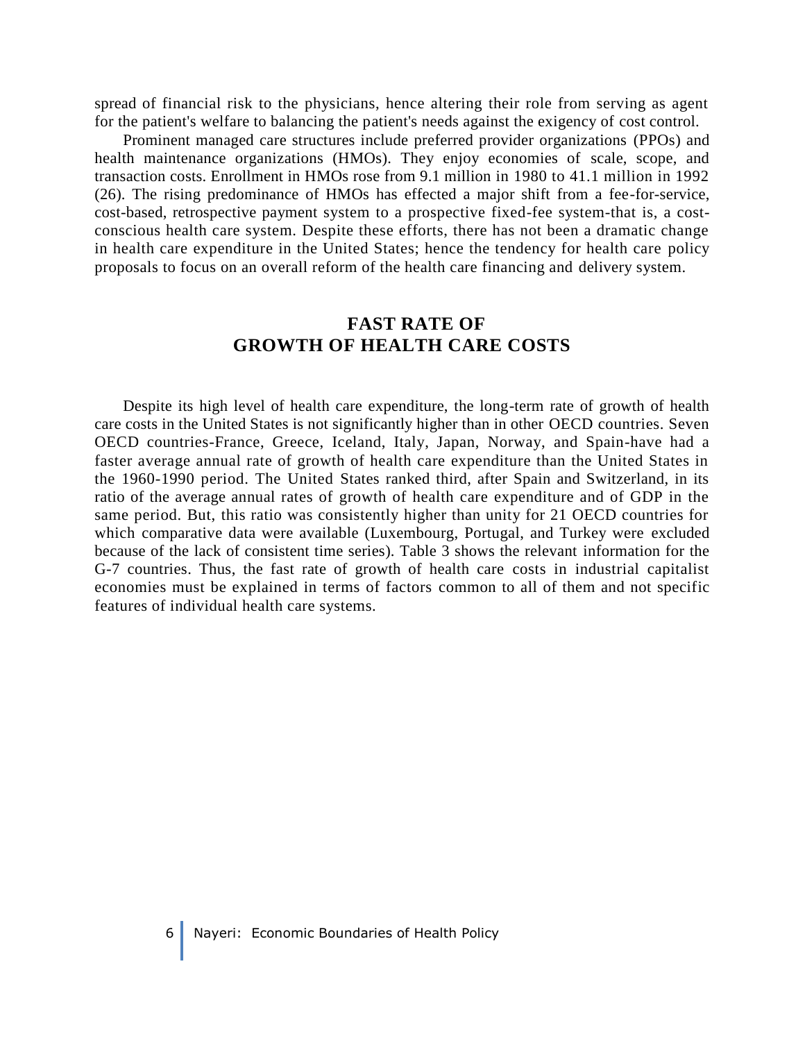spread of financial risk to the physicians, hence altering their role from serving as agent for the patient's welfare to balancing the patient's needs against the exigency of cost control.

Prominent managed care structures include preferred provider organizations (PPOs) and health maintenance organizations (HMOs). They enjoy economies of scale, scope, and transaction costs. Enrollment in HMOs rose from 9.1 million in 1980 to 41.1 million in 1992 (26). The rising predominance of HMOs has effected a major shift from a fee-for-service, cost-based, retrospective payment system to a prospective fixed-fee system-that is, a cost-conscious health care system. Despite these efforts, there has not been a dramatic change in health care expenditure in the United States; hence the tendency for health care policy proposals to focus on an overall reform of the health care financing and delivery system.

## FAST RATE OF GROWTH OF HEALTH CARE COSTS

Despite its high level of health care expenditure, the long-term rate of growth of health care costs in the United States is not significantly higher than in other OECD countries. Seven OECD countries-France, Greece, Iceland, Italy, Japan, Norway, and Spain-have had a faster average annual rate of growth of health care expenditure than the United States in the 1960-1990 period. The United States ranked third, after Spain and Switzerland, in its ratio of the average annual rates of growth of health care expenditure and of GDP in the same period. But, this ratio was consistently higher than unity for 21 OECD countries for which comparative data were available (Luxembourg, Portugal, and Turkey were excluded because of the lack of consistent time series). Table 3 shows the relevant information for the G-7 countries. Thus, the fast rate of growth of health care costs in industrial capitalist economies must be explained in terms of factors common to all of them and not specific features of individual health care systems.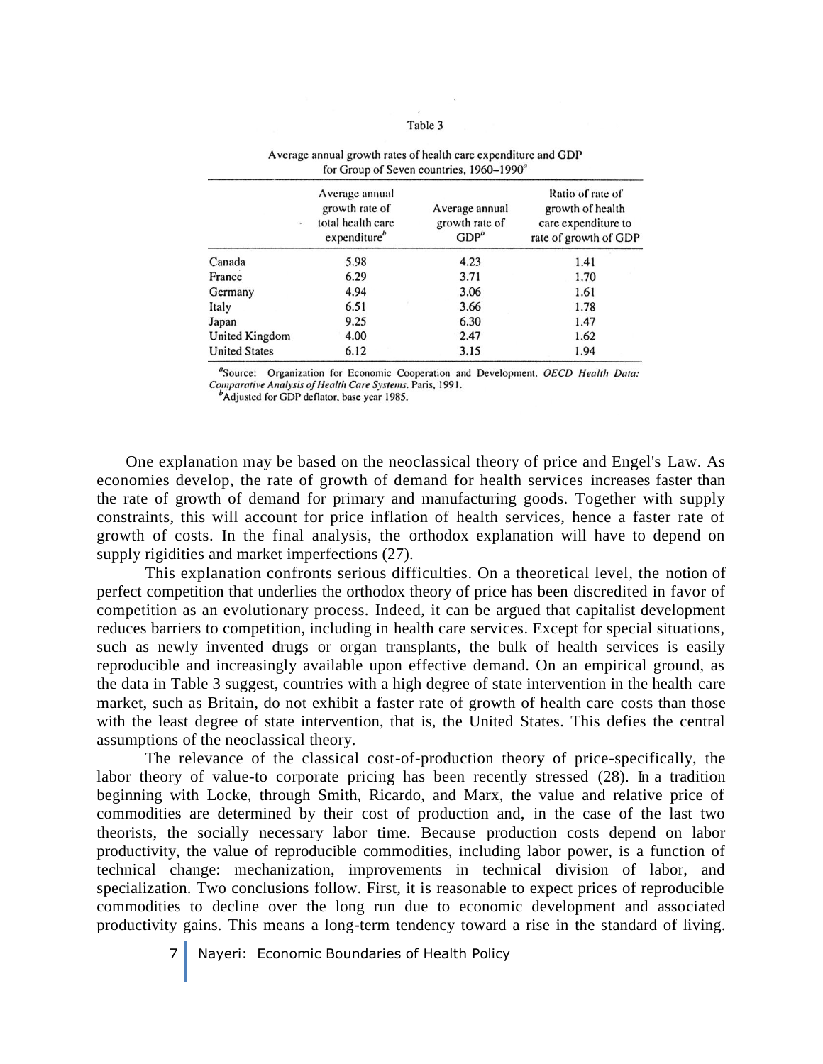Table 3

Average annual growth rates of health care expenditure and GDP for Group of Seven countries, 1960–1990[a]

| | Average annual growth rate of total health care expenditure[b] | Average annual growth rate of GDP[b] | Ratio of rate of growth of health care expenditure to rate of growth of GDP |
|---|---|---|---|
| Canada | 5.98 | 4.23 | 1.41 |
| France | 6.29 | 3.71 | 1.70 |
| Germany | 4.94 | 3.06 | 1.61 |
| Italy | 6.51 | 3.66 | 1.78 |
| Japan | 9.25 | 6.30 | 1.47 |
| United Kingdom | 4.00 | 2.47 | 1.62 |
| United States | 6.12 | 3.15 | 1.94 |

[a]Source: Organization for Economic Cooperation and Development. *OECD Health Data: Comparative Analysis of Health Care Systems*. Paris, 1991.
[b]Adjusted for GDP deflator, base year 1985.

One explanation may be based on the neoclassical theory of price and Engel's Law. As economies develop, the rate of growth of demand for health services increases faster than the rate of growth of demand for primary and manufacturing goods. Together with supply constraints, this will account for price inflation of health services, hence a faster rate of growth of costs. In the final analysis, the orthodox explanation will have to depend on supply rigidities and market imperfections (27).

This explanation confronts serious difficulties. On a theoretical level, the notion of perfect competition that underlies the orthodox theory of price has been discredited in favor of competition as an evolutionary process. Indeed, it can be argued that capitalist development reduces barriers to competition, including in health care services. Except for special situations, such as newly invented drugs or organ transplants, the bulk of health services is easily reproducible and increasingly available upon effective demand. On an empirical ground, as the data in Table 3 suggest, countries with a high degree of state intervention in the health care market, such as Britain, do not exhibit a faster rate of growth of health care costs than those with the least degree of state intervention, that is, the United States. This defies the central assumptions of the neoclassical theory.

The relevance of the classical cost-of-production theory of price-specifically, the labor theory of value-to corporate pricing has been recently stressed (28). In a tradition beginning with Locke, through Smith, Ricardo, and Marx, the value and relative price of commodities are determined by their cost of production and, in the case of the last two theorists, the socially necessary labor time. Because production costs depend on labor productivity, the value of reproducible commodities, including labor power, is a function of technical change: mechanization, improvements in technical division of labor, and specialization. Two conclusions follow. First, it is reasonable to expect prices of reproducible commodities to decline over the long run due to economic development and associated productivity gains. This means a long-term tendency toward a rise in the standard of living.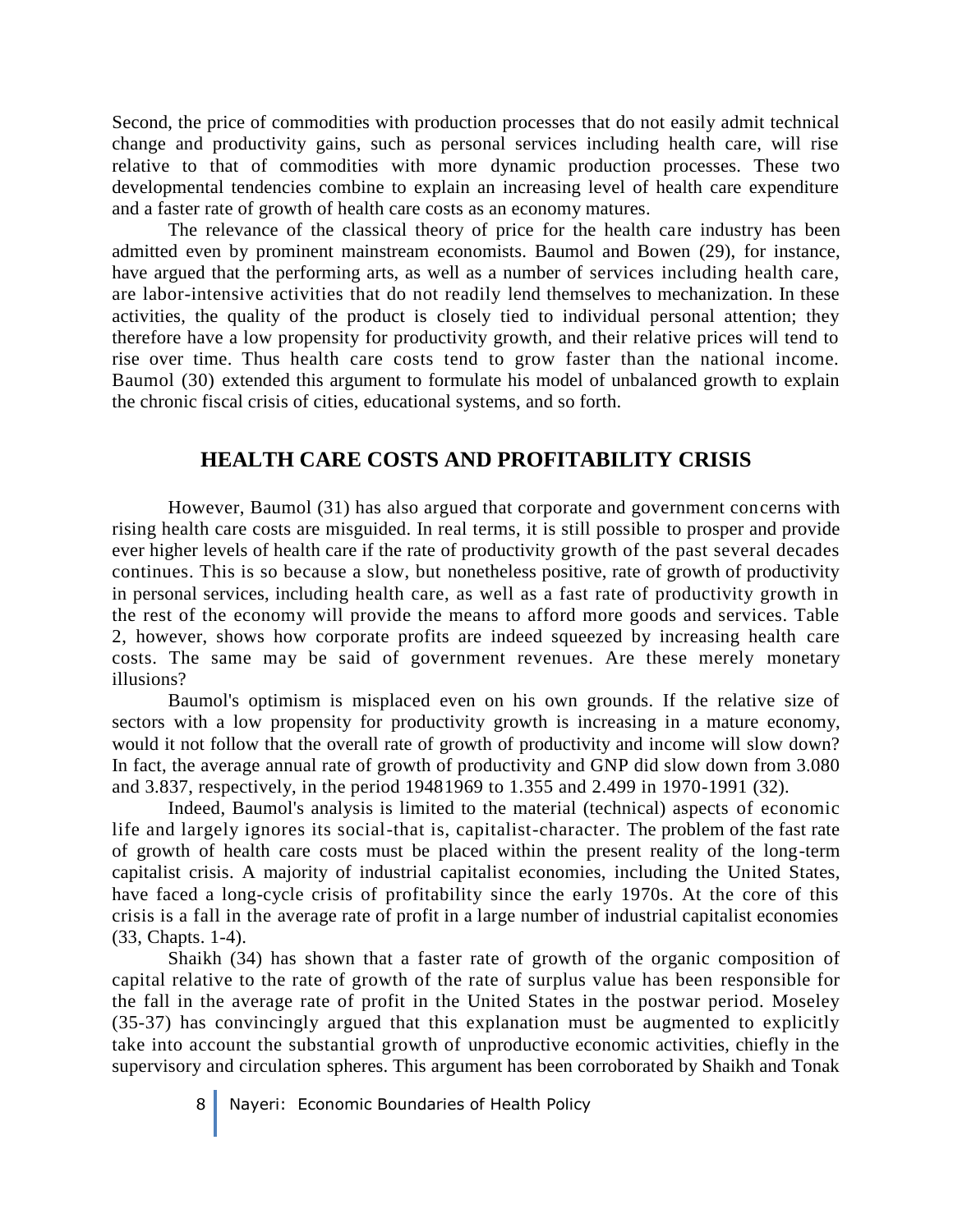Second, the price of commodities with production processes that do not easily admit technical change and productivity gains, such as personal services including health care, will rise relative to that of commodities with more dynamic production processes. These two developmental tendencies combine to explain an increasing level of health care expenditure and a faster rate of growth of health care costs as an economy matures.

The relevance of the classical theory of price for the health care industry has been admitted even by prominent mainstream economists. Baumol and Bowen (29), for instance, have argued that the performing arts, as well as a number of services including health care, are labor-intensive activities that do not readily lend themselves to mechanization. In these activities, the quality of the product is closely tied to individual personal attention; they therefore have a low propensity for productivity growth, and their relative prices will tend to rise over time. Thus health care costs tend to grow faster than the national income. Baumol (30) extended this argument to formulate his model of unbalanced growth to explain the chronic fiscal crisis of cities, educational systems, and so forth.

## HEALTH CARE COSTS AND PROFITABILITY CRISIS

However, Baumol (31) has also argued that corporate and government concerns with rising health care costs are misguided. In real terms, it is still possible to prosper and provide ever higher levels of health care if the rate of productivity growth of the past several decades continues. This is so because a slow, but nonetheless positive, rate of growth of productivity in personal services, including health care, as well as a fast rate of productivity growth in the rest of the economy will provide the means to afford more goods and services. Table 2, however, shows how corporate profits are indeed squeezed by increasing health care costs. The same may be said of government revenues. Are these merely monetary illusions?

Baumol's optimism is misplaced even on his own grounds. If the relative size of sectors with a low propensity for productivity growth is increasing in a mature economy, would it not follow that the overall rate of growth of productivity and income will slow down? In fact, the average annual rate of growth of productivity and GNP did slow down from 3.080 and 3.837, respectively, in the period 19481969 to 1.355 and 2.499 in 1970-1991 (32).

Indeed, Baumol's analysis is limited to the material (technical) aspects of economic life and largely ignores its social-that is, capitalist-character. The problem of the fast rate of growth of health care costs must be placed within the present reality of the long-term capitalist crisis. A majority of industrial capitalist economies, including the United States, have faced a long-cycle crisis of profitability since the early 1970s. At the core of this crisis is a fall in the average rate of profit in a large number of industrial capitalist economies (33, Chapts. 1-4).

Shaikh (34) has shown that a faster rate of growth of the organic composition of capital relative to the rate of growth of the rate of surplus value has been responsible for the fall in the average rate of profit in the United States in the postwar period. Moseley (35-37) has convincingly argued that this explanation must be augmented to explicitly take into account the substantial growth of unproductive economic activities, chiefly in the supervisory and circulation spheres. This argument has been corroborated by Shaikh and Tonak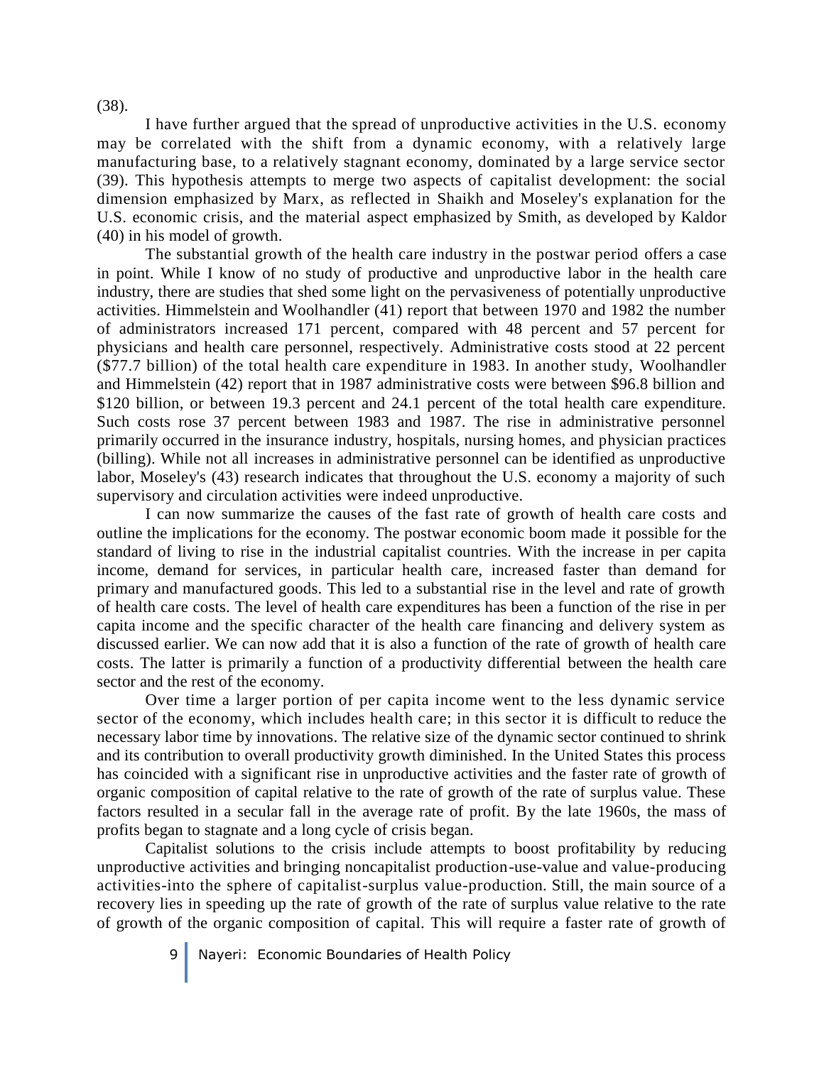(38).

I have further argued that the spread of unproductive activities in the U.S. economy may be correlated with the shift from a dynamic economy, with a relatively large manufacturing base, to a relatively stagnant economy, dominated by a large service sector (39). This hypothesis attempts to merge two aspects of capitalist development: the social dimension emphasized by Marx, as reflected in Shaikh and Moseley's explanation for the U.S. economic crisis, and the material aspect emphasized by Smith, as developed by Kaldor (40) in his model of growth.

The substantial growth of the health care industry in the postwar period offers a case in point. While I know of no study of productive and unproductive labor in the health care industry, there are studies that shed some light on the pervasiveness of potentially unproductive activities. Himmelstein and Woolhandler (41) report that between 1970 and 1982 the number of administrators increased 171 percent, compared with 48 percent and 57 percent for physicians and health care personnel, respectively. Administrative costs stood at 22 percent ($77.7 billion) of the total health care expenditure in 1983. In another study, Woolhandler and Himmelstein (42) report that in 1987 administrative costs were between $96.8 billion and $120 billion, or between 19.3 percent and 24.1 percent of the total health care expenditure. Such costs rose 37 percent between 1983 and 1987. The rise in administrative personnel primarily occurred in the insurance industry, hospitals, nursing homes, and physician practices (billing). While not all increases in administrative personnel can be identified as unproductive labor, Moseley's (43) research indicates that throughout the U.S. economy a majority of such supervisory and circulation activities were indeed unproductive.

I can now summarize the causes of the fast rate of growth of health care costs and outline the implications for the economy. The postwar economic boom made it possible for the standard of living to rise in the industrial capitalist countries. With the increase in per capita income, demand for services, in particular health care, increased faster than demand for primary and manufactured goods. This led to a substantial rise in the level and rate of growth of health care costs. The level of health care expenditures has been a function of the rise in per capita income and the specific character of the health care financing and delivery system as discussed earlier. We can now add that it is also a function of the rate of growth of health care costs. The latter is primarily a function of a productivity differential between the health care sector and the rest of the economy.

Over time a larger portion of per capita income went to the less dynamic service sector of the economy, which includes health care; in this sector it is difficult to reduce the necessary labor time by innovations. The relative size of the dynamic sector continued to shrink and its contribution to overall productivity growth diminished. In the United States this process has coincided with a significant rise in unproductive activities and the faster rate of growth of organic composition of capital relative to the rate of growth of the rate of surplus value. These factors resulted in a secular fall in the average rate of profit. By the late 1960s, the mass of profits began to stagnate and a long cycle of crisis began.

Capitalist solutions to the crisis include attempts to boost profitability by reducing unproductive activities and bringing noncapitalist production-use-value and value-producing activities-into the sphere of capitalist-surplus value-production. Still, the main source of a recovery lies in speeding up the rate of growth of the rate of surplus value relative to the rate of growth of the organic composition of capital. This will require a faster rate of growth of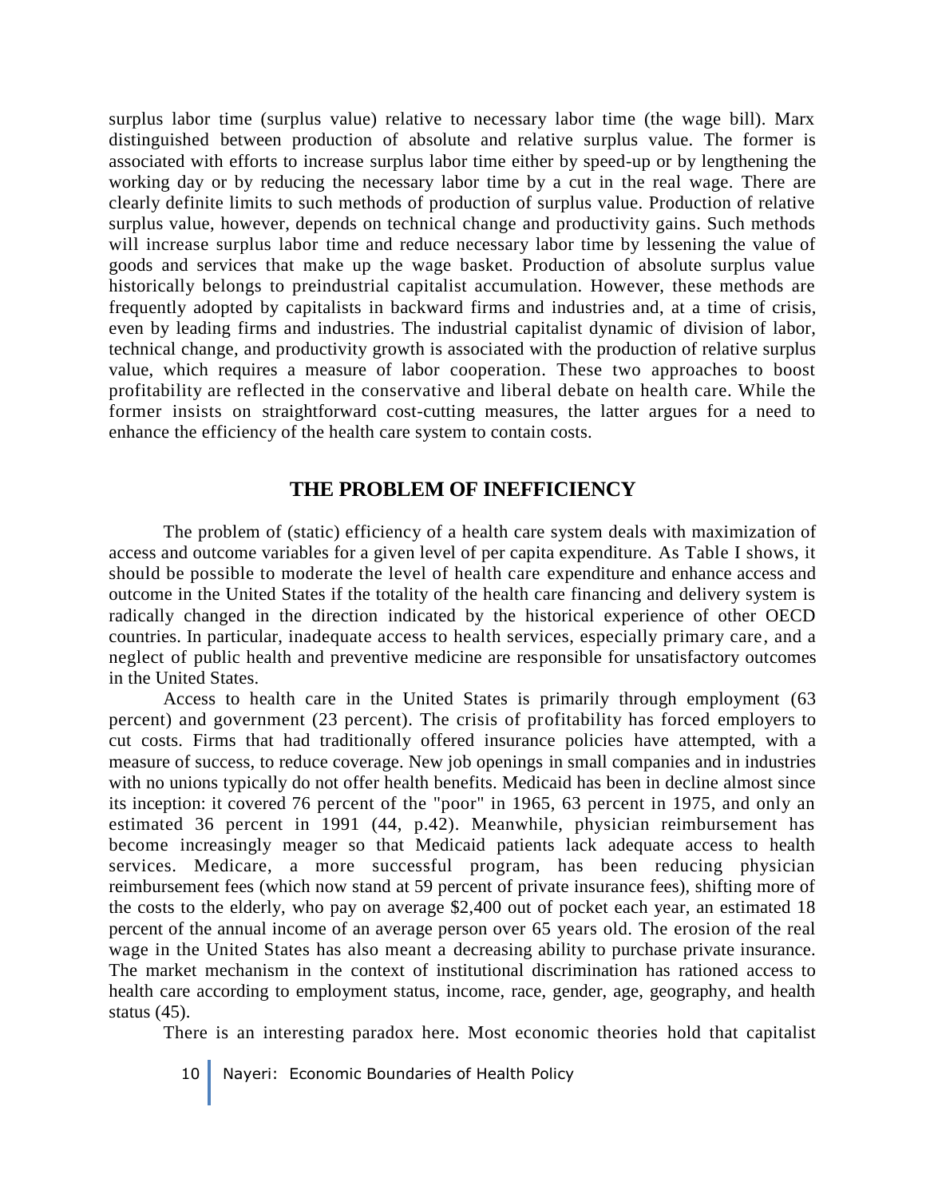surplus labor time (surplus value) relative to necessary labor time (the wage bill). Marx distinguished between production of absolute and relative surplus value. The former is associated with efforts to increase surplus labor time either by speed-up or by lengthening the working day or by reducing the necessary labor time by a cut in the real wage. There are clearly definite limits to such methods of production of surplus value. Production of relative surplus value, however, depends on technical change and productivity gains. Such methods will increase surplus labor time and reduce necessary labor time by lessening the value of goods and services that make up the wage basket. Production of absolute surplus value historically belongs to preindustrial capitalist accumulation. However, these methods are frequently adopted by capitalists in backward firms and industries and, at a time of crisis, even by leading firms and industries. The industrial capitalist dynamic of division of labor, technical change, and productivity growth is associated with the production of relative surplus value, which requires a measure of labor cooperation. These two approaches to boost profitability are reflected in the conservative and liberal debate on health care. While the former insists on straightforward cost-cutting measures, the latter argues for a need to enhance the efficiency of the health care system to contain costs.

## THE PROBLEM OF INEFFICIENCY

The problem of (static) efficiency of a health care system deals with maximization of access and outcome variables for a given level of per capita expenditure. As Table I shows, it should be possible to moderate the level of health care expenditure and enhance access and outcome in the United States if the totality of the health care financing and delivery system is radically changed in the direction indicated by the historical experience of other OECD countries. In particular, inadequate access to health services, especially primary care, and a neglect of public health and preventive medicine are responsible for unsatisfactory outcomes in the United States.

Access to health care in the United States is primarily through employment (63 percent) and government (23 percent). The crisis of profitability has forced employers to cut costs. Firms that had traditionally offered insurance policies have attempted, with a measure of success, to reduce coverage. New job openings in small companies and in industries with no unions typically do not offer health benefits. Medicaid has been in decline almost since its inception: it covered 76 percent of the "poor" in 1965, 63 percent in 1975, and only an estimated 36 percent in 1991 (44, p.42). Meanwhile, physician reimbursement has become increasingly meager so that Medicaid patients lack adequate access to health services. Medicare, a more successful program, has been reducing physician reimbursement fees (which now stand at 59 percent of private insurance fees), shifting more of the costs to the elderly, who pay on average $2,400 out of pocket each year, an estimated 18 percent of the annual income of an average person over 65 years old. The erosion of the real wage in the United States has also meant a decreasing ability to purchase private insurance. The market mechanism in the context of institutional discrimination has rationed access to health care according to employment status, income, race, gender, age, geography, and health status (45).

There is an interesting paradox here. Most economic theories hold that capitalist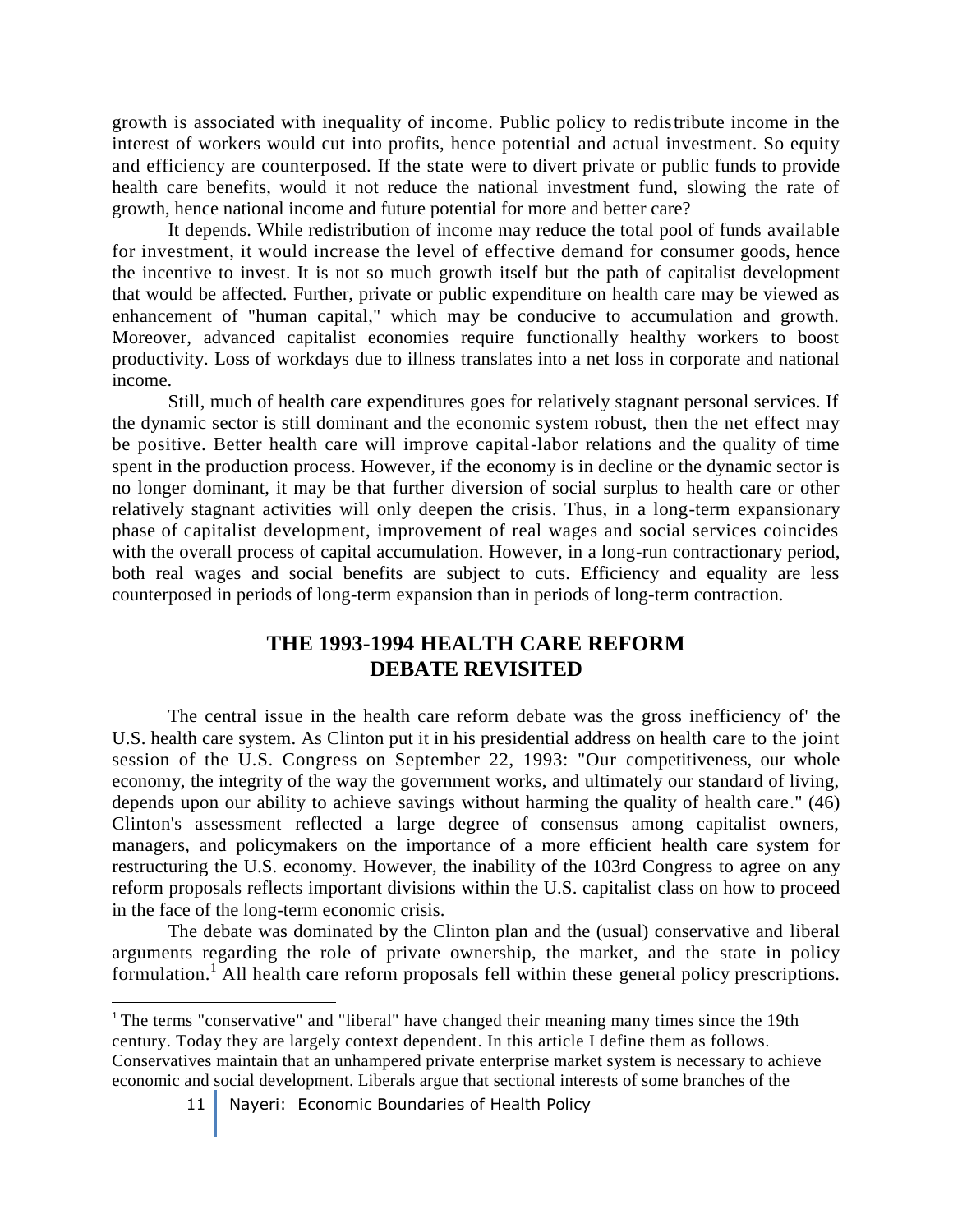growth is associated with inequality of income. Public policy to redistribute income in the interest of workers would cut into profits, hence potential and actual investment. So equity and efficiency are counterposed. If the state were to divert private or public funds to provide health care benefits, would it not reduce the national investment fund, slowing the rate of growth, hence national income and future potential for more and better care?

It depends. While redistribution of income may reduce the total pool of funds available for investment, it would increase the level of effective demand for consumer goods, hence the incentive to invest. It is not so much growth itself but the path of capitalist development that would be affected. Further, private or public expenditure on health care may be viewed as enhancement of "human capital," which may be conducive to accumulation and growth. Moreover, advanced capitalist economies require functionally healthy workers to boost productivity. Loss of workdays due to illness translates into a net loss in corporate and national income.

Still, much of health care expenditures goes for relatively stagnant personal services. If the dynamic sector is still dominant and the economic system robust, then the net effect may be positive. Better health care will improve capital-labor relations and the quality of time spent in the production process. However, if the economy is in decline or the dynamic sector is no longer dominant, it may be that further diversion of social surplus to health care or other relatively stagnant activities will only deepen the crisis. Thus, in a long-term expansionary phase of capitalist development, improvement of real wages and social services coincides with the overall process of capital accumulation. However, in a long-run contractionary period, both real wages and social benefits are subject to cuts. Efficiency and equality are less counterposed in periods of long-term expansion than in periods of long-term contraction.

## THE 1993-1994 HEALTH CARE REFORM DEBATE REVISITED

The central issue in the health care reform debate was the gross inefficiency of' the U.S. health care system. As Clinton put it in his presidential address on health care to the joint session of the U.S. Congress on September 22, 1993: "Our competitiveness, our whole economy, the integrity of the way the government works, and ultimately our standard of living, depends upon our ability to achieve savings without harming the quality of health care." (46) Clinton's assessment reflected a large degree of consensus among capitalist owners, managers, and policymakers on the importance of a more efficient health care system for restructuring the U.S. economy. However, the inability of the 103rd Congress to agree on any reform proposals reflects important divisions within the U.S. capitalist class on how to proceed in the face of the long-term economic crisis.

The debate was dominated by the Clinton plan and the (usual) conservative and liberal arguments regarding the role of private ownership, the market, and the state in policy formulation.[1] All health care reform proposals fell within these general policy prescriptions.

[1] The terms "conservative" and "liberal" have changed their meaning many times since the 19th century. Today they are largely context dependent. In this article I define them as follows. Conservatives maintain that an unhampered private enterprise market system is necessary to achieve economic and social development. Liberals argue that sectional interests of some branches of the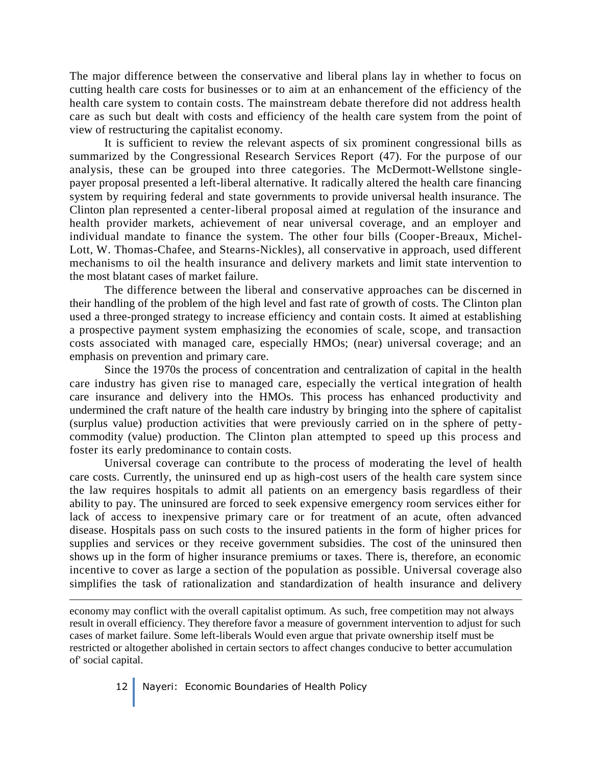The major difference between the conservative and liberal plans lay in whether to focus on cutting health care costs for businesses or to aim at an enhancement of the efficiency of the health care system to contain costs. The mainstream debate therefore did not address health care as such but dealt with costs and efficiency of the health care system from the point of view of restructuring the capitalist economy.

It is sufficient to review the relevant aspects of six prominent congressional bills as summarized by the Congressional Research Services Report (47). For the purpose of our analysis, these can be grouped into three categories. The McDermott-Wellstone single-payer proposal presented a left-liberal alternative. It radically altered the health care financing system by requiring federal and state governments to provide universal health insurance. The Clinton plan represented a center-liberal proposal aimed at regulation of the insurance and health provider markets, achievement of near universal coverage, and an employer and individual mandate to finance the system. The other four bills (Cooper-Breaux, Michel-Lott, W. Thomas-Chafee, and Stearns-Nickles), all conservative in approach, used different mechanisms to oil the health insurance and delivery markets and limit state intervention to the most blatant cases of market failure.

The difference between the liberal and conservative approaches can be discerned in their handling of the problem of the high level and fast rate of growth of costs. The Clinton plan used a three-pronged strategy to increase efficiency and contain costs. It aimed at establishing a prospective payment system emphasizing the economies of scale, scope, and transaction costs associated with managed care, especially HMOs; (near) universal coverage; and an emphasis on prevention and primary care.

Since the 1970s the process of concentration and centralization of capital in the health care industry has given rise to managed care, especially the vertical integration of health care insurance and delivery into the HMOs. This process has enhanced productivity and undermined the craft nature of the health care industry by bringing into the sphere of capitalist (surplus value) production activities that were previously carried on in the sphere of petty-commodity (value) production. The Clinton plan attempted to speed up this process and foster its early predominance to contain costs.

Universal coverage can contribute to the process of moderating the level of health care costs. Currently, the uninsured end up as high-cost users of the health care system since the law requires hospitals to admit all patients on an emergency basis regardless of their ability to pay. The uninsured are forced to seek expensive emergency room services either for lack of access to inexpensive primary care or for treatment of an acute, often advanced disease. Hospitals pass on such costs to the insured patients in the form of higher prices for supplies and services or they receive government subsidies. The cost of the uninsured then shows up in the form of higher insurance premiums or taxes. There is, therefore, an economic incentive to cover as large a section of the population as possible. Universal coverage also simplifies the task of rationalization and standardization of health insurance and delivery

---

economy may conflict with the overall capitalist optimum. As such, free competition may not always result in overall efficiency. They therefore favor a measure of government intervention to adjust for such cases of market failure. Some left-liberals Would even argue that private ownership itself must be restricted or altogether abolished in certain sectors to affect changes conducive to better accumulation of' social capital.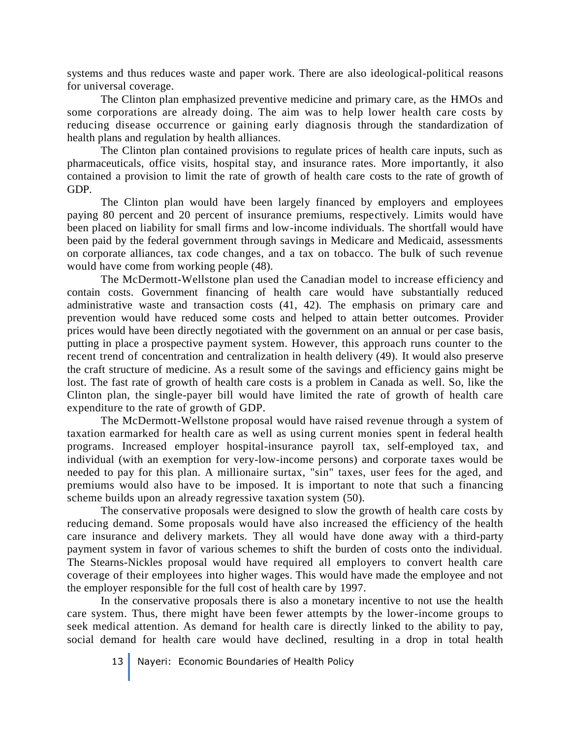systems and thus reduces waste and paper work. There are also ideological-political reasons for universal coverage.

The Clinton plan emphasized preventive medicine and primary care, as the HMOs and some corporations are already doing. The aim was to help lower health care costs by reducing disease occurrence or gaining early diagnosis through the standardization of health plans and regulation by health alliances.

The Clinton plan contained provisions to regulate prices of health care inputs, such as pharmaceuticals, office visits, hospital stay, and insurance rates. More importantly, it also contained a provision to limit the rate of growth of health care costs to the rate of growth of GDP.

The Clinton plan would have been largely financed by employers and employees paying 80 percent and 20 percent of insurance premiums, respectively. Limits would have been placed on liability for small firms and low-income individuals. The shortfall would have been paid by the federal government through savings in Medicare and Medicaid, assessments on corporate alliances, tax code changes, and a tax on tobacco. The bulk of such revenue would have come from working people (48).

The McDermott-Wellstone plan used the Canadian model to increase efficiency and contain costs. Government financing of health care would have substantially reduced administrative waste and transaction costs (41, 42). The emphasis on primary care and prevention would have reduced some costs and helped to attain better outcomes. Provider prices would have been directly negotiated with the government on an annual or per case basis, putting in place a prospective payment system. However, this approach runs counter to the recent trend of concentration and centralization in health delivery (49). It would also preserve the craft structure of medicine. As a result some of the savings and efficiency gains might be lost. The fast rate of growth of health care costs is a problem in Canada as well. So, like the Clinton plan, the single-payer bill would have limited the rate of growth of health care expenditure to the rate of growth of GDP.

The McDermott-Wellstone proposal would have raised revenue through a system of taxation earmarked for health care as well as using current monies spent in federal health programs. Increased employer hospital-insurance payroll tax, self-employed tax, and individual (with an exemption for very-low-income persons) and corporate taxes would be needed to pay for this plan. A millionaire surtax, "sin" taxes, user fees for the aged, and premiums would also have to be imposed. It is important to note that such a financing scheme builds upon an already regressive taxation system (50).

The conservative proposals were designed to slow the growth of health care costs by reducing demand. Some proposals would have also increased the efficiency of the health care insurance and delivery markets. They all would have done away with a third-party payment system in favor of various schemes to shift the burden of costs onto the individual. The Stearns-Nickles proposal would have required all employers to convert health care coverage of their employees into higher wages. This would have made the employee and not the employer responsible for the full cost of health care by 1997.

In the conservative proposals there is also a monetary incentive to not use the health care system. Thus, there might have been fewer attempts by the lower-income groups to seek medical attention. As demand for health care is directly linked to the ability to pay, social demand for health care would have declined, resulting in a drop in total health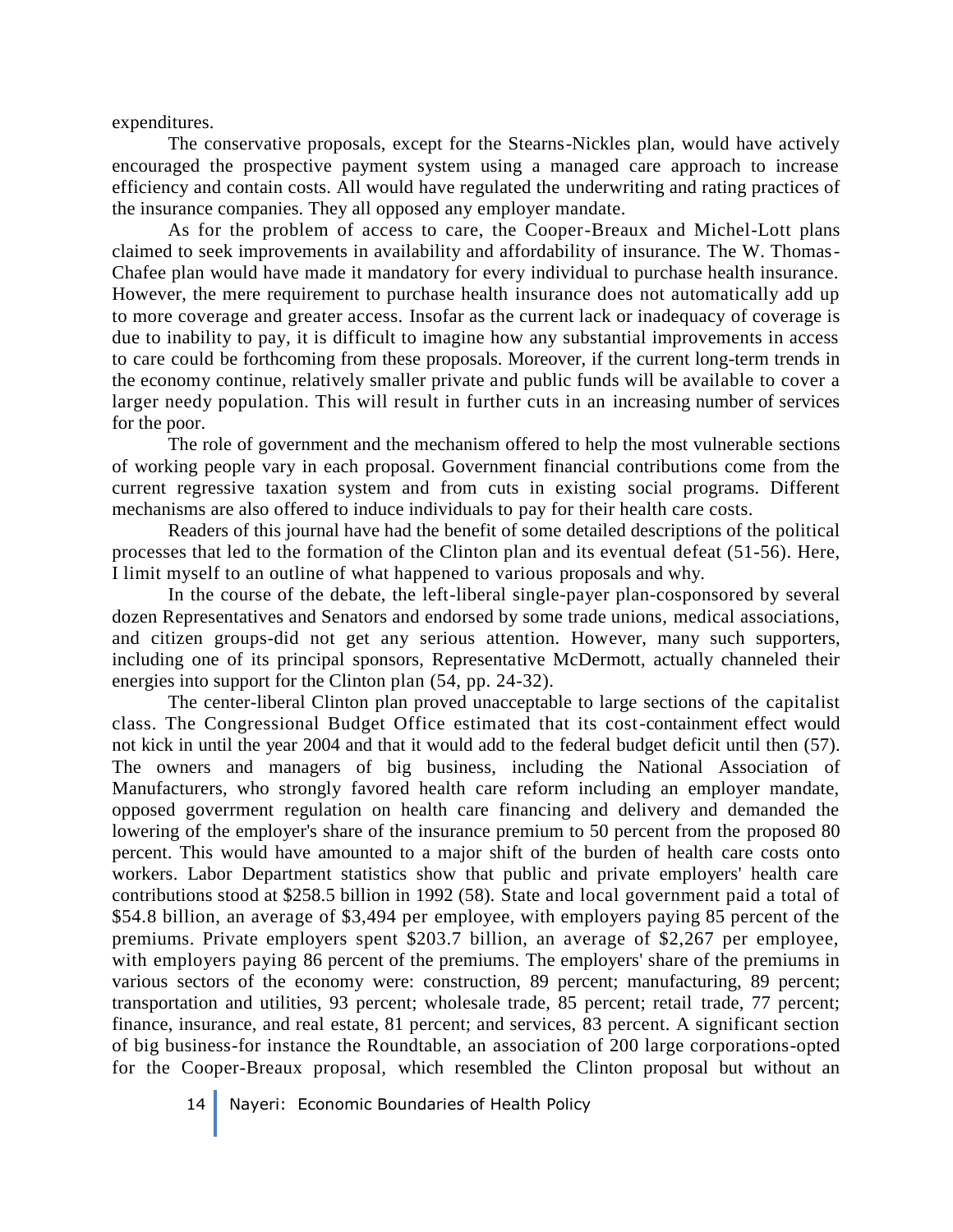expenditures.

The conservative proposals, except for the Stearns-Nickles plan, would have actively encouraged the prospective payment system using a managed care approach to increase efficiency and contain costs. All would have regulated the underwriting and rating practices of the insurance companies. They all opposed any employer mandate.

As for the problem of access to care, the Cooper-Breaux and Michel-Lott plans claimed to seek improvements in availability and affordability of insurance. The W. Thomas-Chafee plan would have made it mandatory for every individual to purchase health insurance. However, the mere requirement to purchase health insurance does not automatically add up to more coverage and greater access. Insofar as the current lack or inadequacy of coverage is due to inability to pay, it is difficult to imagine how any substantial improvements in access to care could be forthcoming from these proposals. Moreover, if the current long-term trends in the economy continue, relatively smaller private and public funds will be available to cover a larger needy population. This will result in further cuts in an increasing number of services for the poor.

The role of government and the mechanism offered to help the most vulnerable sections of working people vary in each proposal. Government financial contributions come from the current regressive taxation system and from cuts in existing social programs. Different mechanisms are also offered to induce individuals to pay for their health care costs.

Readers of this journal have had the benefit of some detailed descriptions of the political processes that led to the formation of the Clinton plan and its eventual defeat (51-56). Here, I limit myself to an outline of what happened to various proposals and why.

In the course of the debate, the left-liberal single-payer plan-cosponsored by several dozen Representatives and Senators and endorsed by some trade unions, medical associations, and citizen groups-did not get any serious attention. However, many such supporters, including one of its principal sponsors, Representative McDermott, actually channeled their energies into support for the Clinton plan (54, pp. 24-32).

The center-liberal Clinton plan proved unacceptable to large sections of the capitalist class. The Congressional Budget Office estimated that its cost-containment effect would not kick in until the year 2004 and that it would add to the federal budget deficit until then (57). The owners and managers of big business, including the National Association of Manufacturers, who strongly favored health care reform including an employer mandate, opposed goverrment regulation on health care financing and delivery and demanded the lowering of the employer's share of the insurance premium to 50 percent from the proposed 80 percent. This would have amounted to a major shift of the burden of health care costs onto workers. Labor Department statistics show that public and private employers' health care contributions stood at $258.5 billion in 1992 (58). State and local government paid a total of $54.8 billion, an average of $3,494 per employee, with employers paying 85 percent of the premiums. Private employers spent $203.7 billion, an average of $2,267 per employee, with employers paying 86 percent of the premiums. The employers' share of the premiums in various sectors of the economy were: construction, 89 percent; manufacturing, 89 percent; transportation and utilities, 93 percent; wholesale trade, 85 percent; retail trade, 77 percent; finance, insurance, and real estate, 81 percent; and services, 83 percent. A significant section of big business-for instance the Roundtable, an association of 200 large corporations-opted for the Cooper-Breaux proposal, which resembled the Clinton proposal but without an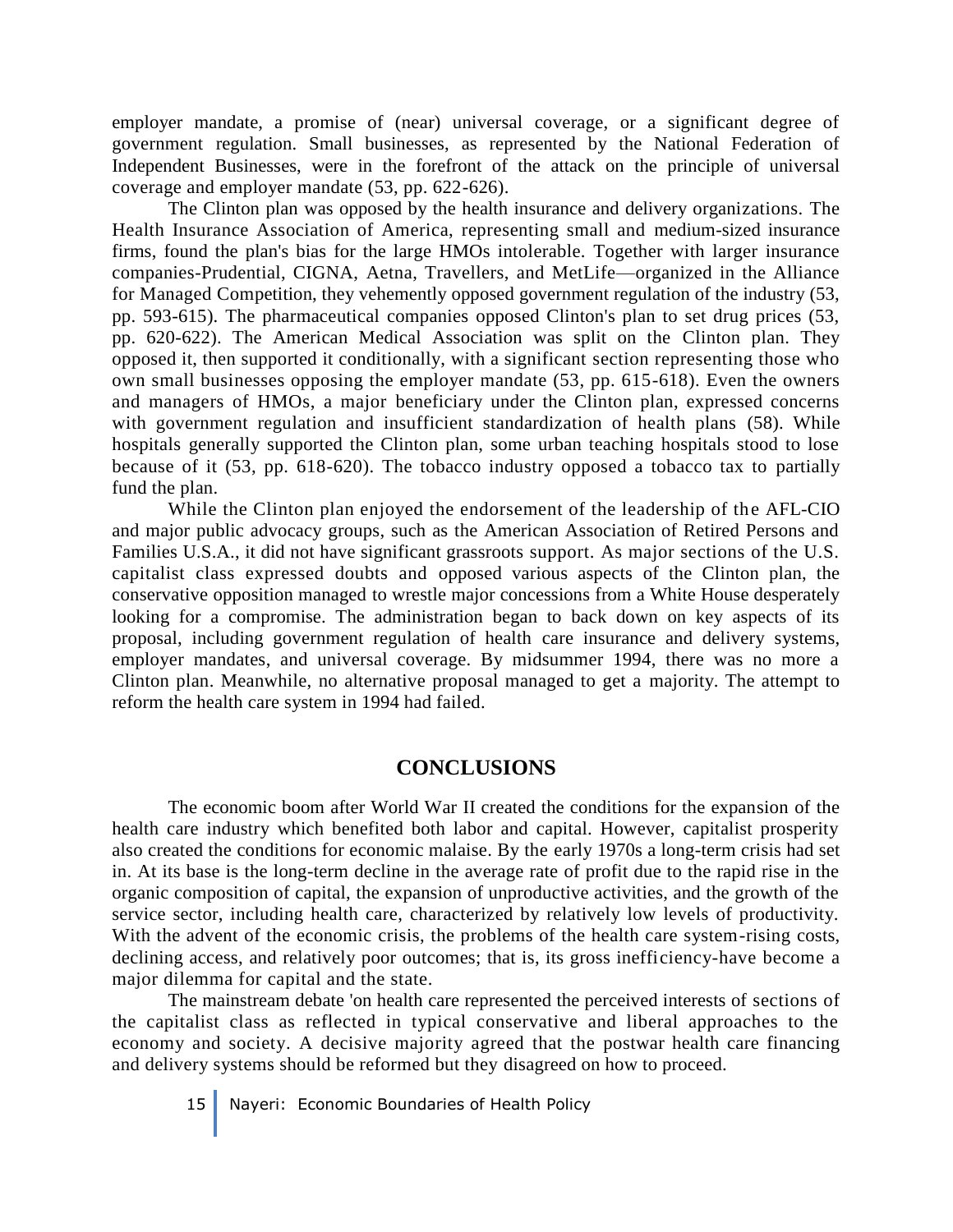employer mandate, a promise of (near) universal coverage, or a significant degree of government regulation. Small businesses, as represented by the National Federation of Independent Businesses, were in the forefront of the attack on the principle of universal coverage and employer mandate (53, pp. 622-626).

The Clinton plan was opposed by the health insurance and delivery organizations. The Health Insurance Association of America, representing small and medium-sized insurance firms, found the plan's bias for the large HMOs intolerable. Together with larger insurance companies-Prudential, CIGNA, Aetna, Travellers, and MetLife—organized in the Alliance for Managed Competition, they vehemently opposed government regulation of the industry (53, pp. 593-615). The pharmaceutical companies opposed Clinton's plan to set drug prices (53, pp. 620-622). The American Medical Association was split on the Clinton plan. They opposed it, then supported it conditionally, with a significant section representing those who own small businesses opposing the employer mandate (53, pp. 615-618). Even the owners and managers of HMOs, a major beneficiary under the Clinton plan, expressed concerns with government regulation and insufficient standardization of health plans (58). While hospitals generally supported the Clinton plan, some urban teaching hospitals stood to lose because of it (53, pp. 618-620). The tobacco industry opposed a tobacco tax to partially fund the plan.

While the Clinton plan enjoyed the endorsement of the leadership of the AFL-CIO and major public advocacy groups, such as the American Association of Retired Persons and Families U.S.A., it did not have significant grassroots support. As major sections of the U.S. capitalist class expressed doubts and opposed various aspects of the Clinton plan, the conservative opposition managed to wrestle major concessions from a White House desperately looking for a compromise. The administration began to back down on key aspects of its proposal, including government regulation of health care insurance and delivery systems, employer mandates, and universal coverage. By midsummer 1994, there was no more a Clinton plan. Meanwhile, no alternative proposal managed to get a majority. The attempt to reform the health care system in 1994 had failed.

## CONCLUSIONS

The economic boom after World War II created the conditions for the expansion of the health care industry which benefited both labor and capital. However, capitalist prosperity also created the conditions for economic malaise. By the early 1970s a long-term crisis had set in. At its base is the long-term decline in the average rate of profit due to the rapid rise in the organic composition of capital, the expansion of unproductive activities, and the growth of the service sector, including health care, characterized by relatively low levels of productivity. With the advent of the economic crisis, the problems of the health care system-rising costs, declining access, and relatively poor outcomes; that is, its gross inefficiency-have become a major dilemma for capital and the state.

The mainstream debate 'on health care represented the perceived interests of sections of the capitalist class as reflected in typical conservative and liberal approaches to the economy and society. A decisive majority agreed that the postwar health care financing and delivery systems should be reformed but they disagreed on how to proceed.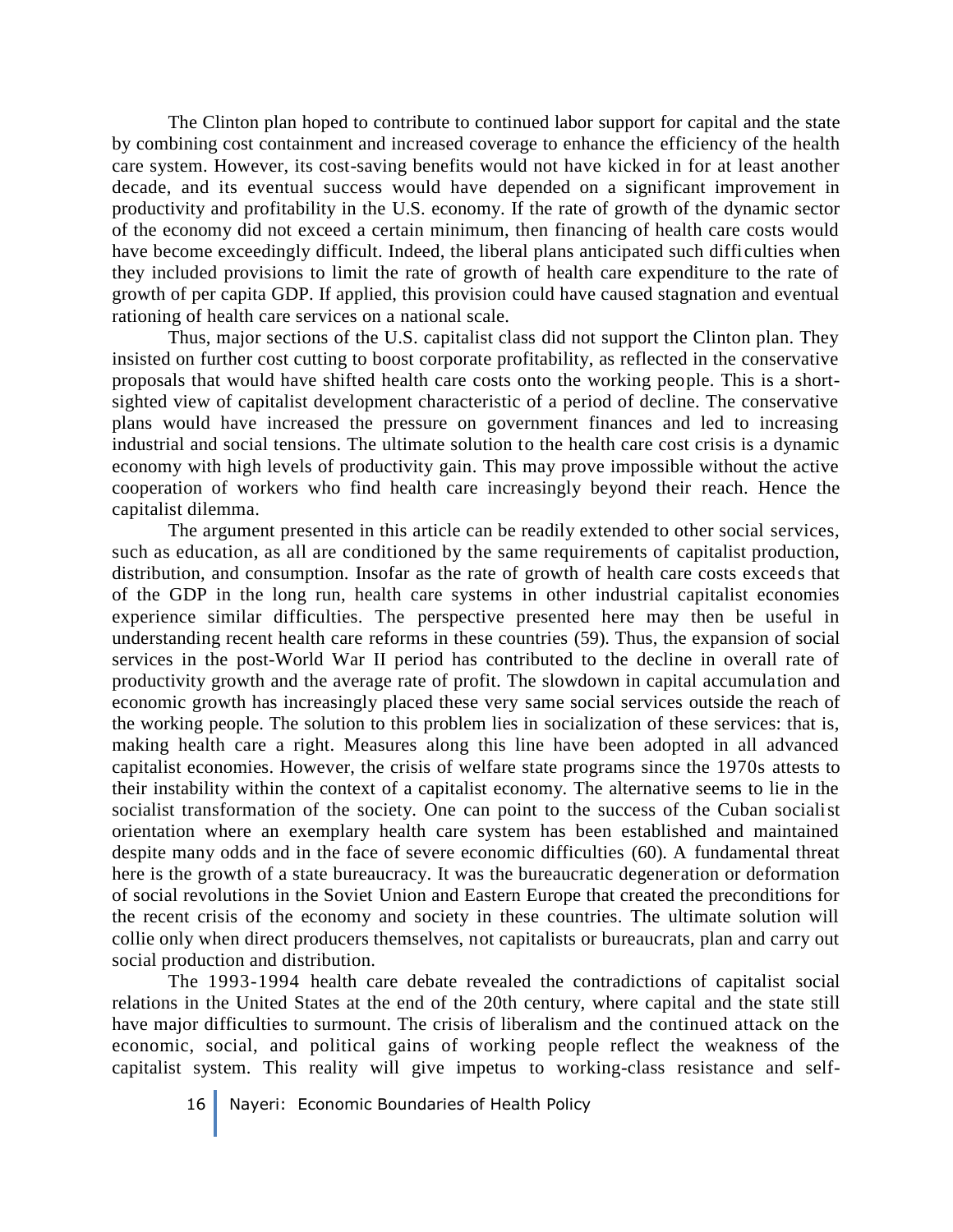The Clinton plan hoped to contribute to continued labor support for capital and the state by combining cost containment and increased coverage to enhance the efficiency of the health care system. However, its cost-saving benefits would not have kicked in for at least another decade, and its eventual success would have depended on a significant improvement in productivity and profitability in the U.S. economy. If the rate of growth of the dynamic sector of the economy did not exceed a certain minimum, then financing of health care costs would have become exceedingly difficult. Indeed, the liberal plans anticipated such difficulties when they included provisions to limit the rate of growth of health care expenditure to the rate of growth of per capita GDP. If applied, this provision could have caused stagnation and eventual rationing of health care services on a national scale.

Thus, major sections of the U.S. capitalist class did not support the Clinton plan. They insisted on further cost cutting to boost corporate profitability, as reflected in the conservative proposals that would have shifted health care costs onto the working people. This is a short-sighted view of capitalist development characteristic of a period of decline. The conservative plans would have increased the pressure on government finances and led to increasing industrial and social tensions. The ultimate solution to the health care cost crisis is a dynamic economy with high levels of productivity gain. This may prove impossible without the active cooperation of workers who find health care increasingly beyond their reach. Hence the capitalist dilemma.

The argument presented in this article can be readily extended to other social services, such as education, as all are conditioned by the same requirements of capitalist production, distribution, and consumption. Insofar as the rate of growth of health care costs exceeds that of the GDP in the long run, health care systems in other industrial capitalist economies experience similar difficulties. The perspective presented here may then be useful in understanding recent health care reforms in these countries (59). Thus, the expansion of social services in the post-World War II period has contributed to the decline in overall rate of productivity growth and the average rate of profit. The slowdown in capital accumulation and economic growth has increasingly placed these very same social services outside the reach of the working people. The solution to this problem lies in socialization of these services: that is, making health care a right. Measures along this line have been adopted in all advanced capitalist economies. However, the crisis of welfare state programs since the 1970s attests to their instability within the context of a capitalist economy. The alternative seems to lie in the socialist transformation of the society. One can point to the success of the Cuban socialist orientation where an exemplary health care system has been established and maintained despite many odds and in the face of severe economic difficulties (60). A fundamental threat here is the growth of a state bureaucracy. It was the bureaucratic degeneration or deformation of social revolutions in the Soviet Union and Eastern Europe that created the preconditions for the recent crisis of the economy and society in these countries. The ultimate solution will collie only when direct producers themselves, not capitalists or bureaucrats, plan and carry out social production and distribution.

The 1993-1994 health care debate revealed the contradictions of capitalist social relations in the United States at the end of the 20th century, where capital and the state still have major difficulties to surmount. The crisis of liberalism and the continued attack on the economic, social, and political gains of working people reflect the weakness of the capitalist system. This reality will give impetus to working-class resistance and self-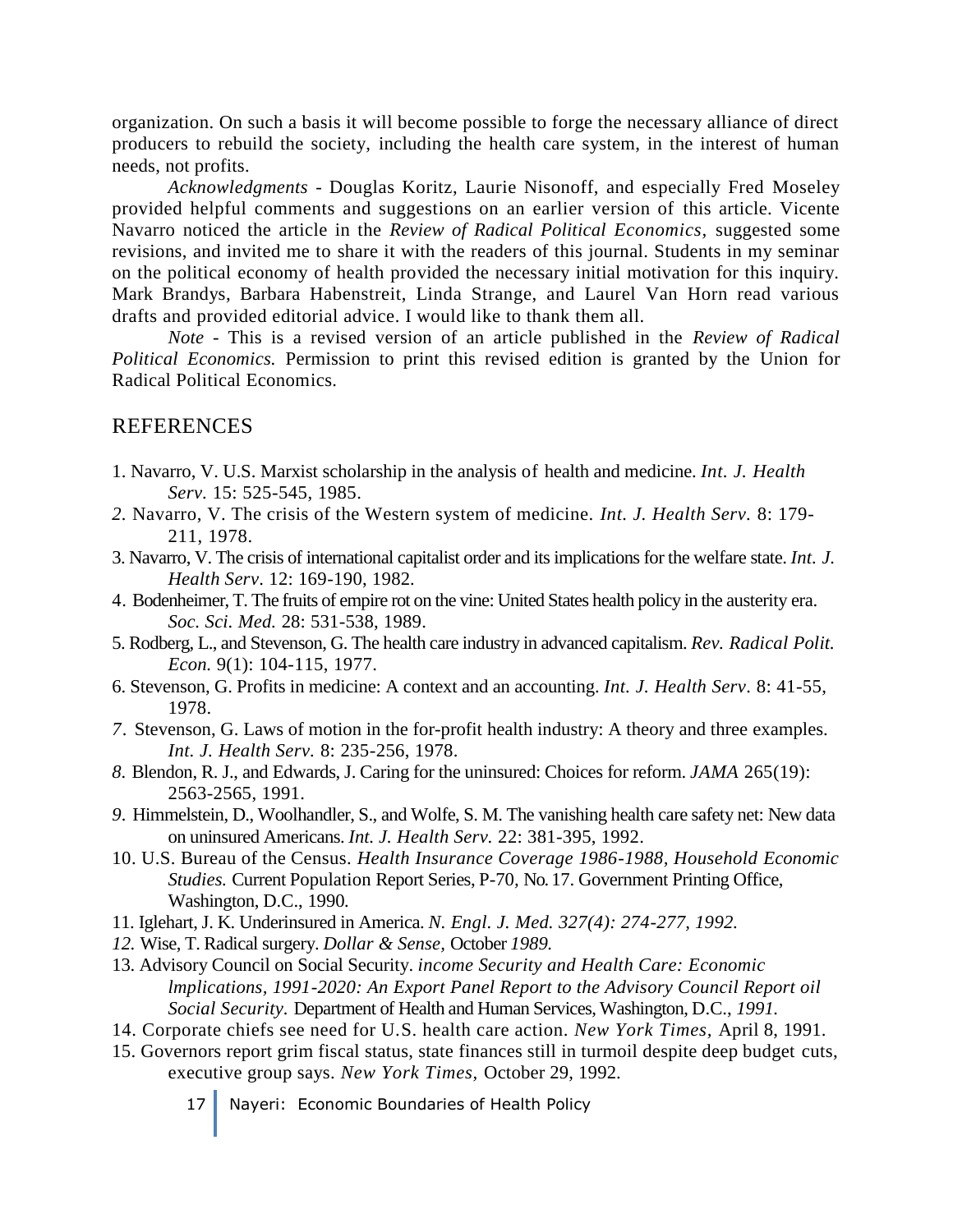organization. On such a basis it will become possible to forge the necessary alliance of direct producers to rebuild the society, including the health care system, in the interest of human needs, not profits.

*Acknowledgments* - Douglas Koritz, Laurie Nisonoff, and especially Fred Moseley provided helpful comments and suggestions on an earlier version of this article. Vicente Navarro noticed the article in the *Review of Radical Political Economics,* suggested some revisions, and invited me to share it with the readers of this journal. Students in my seminar on the political economy of health provided the necessary initial motivation for this inquiry. Mark Brandys, Barbara Habenstreit, Linda Strange, and Laurel Van Horn read various drafts and provided editorial advice. I would like to thank them all.

*Note* - This is a revised version of an article published in the *Review of Radical Political Economics.* Permission to print this revised edition is granted by the Union for Radical Political Economics.

## REFERENCES

1. Navarro, V. U.S. Marxist scholarship in the analysis of health and medicine. *Int. J. Health Serv.* 15: 525-545, 1985.
2. Navarro, V. The crisis of the Western system of medicine. *Int. J. Health Serv.* 8: 179-211, 1978.
3. Navarro, V. The crisis of international capitalist order and its implications for the welfare state. *Int. J. Health Serv*. 12: 169-190, 1982.
4. Bodenheimer, T. The fruits of empire rot on the vine: United States health policy in the austerity era. *Soc. Sci. Med.* 28: 531-538, 1989.
5. Rodberg, L., and Stevenson, G. The health care industry in advanced capitalism. *Rev. Radical Polit. Econ.* 9(1): 104-115, 1977.
6. Stevenson, G. Profits in medicine: A context and an accounting. *Int. J. Health Serv*. 8: 41-55, 1978.
7. Stevenson, G. Laws of motion in the for-profit health industry: A theory and three examples. *Int. J. Health Serv.* 8: 235-256, 1978.
8. Blendon, R. J., and Edwards, J. Caring for the uninsured: Choices for reform. *JAMA* 265(19): 2563-2565, 1991.
9. Himmelstein, D., Woolhandler, S., and Wolfe, S. M. The vanishing health care safety net: New data on uninsured Americans. *Int. J. Health Serv.* 22: 381-395, 1992.
10. U.S. Bureau of the Census. *Health Insurance Coverage 1986-1988, Household Economic Studies.* Current Population Report Series, P-70, No. 17. Government Printing Office, Washington, D.C., 1990.
11. Iglehart, J. K. Underinsured in America. *N. Engl. J. Med. 327(4): 274-277, 1992.*
12. Wise, T. Radical surgery. *Dollar & Sense,* October *1989.*
13. Advisory Council on Social Security. *income Security and Health Care: Economic lmplications, 1991-2020: An Export Panel Report to the Advisory Council Report oil Social Security*. Department of Health and Human Services, Washington, D.C., *1991.*
14. Corporate chiefs see need for U.S. health care action. *New York Times,* April 8, 1991.
15. Governors report grim fiscal status, state finances still in turmoil despite deep budget cuts, executive group says. *New York Times*, October 29, 1992.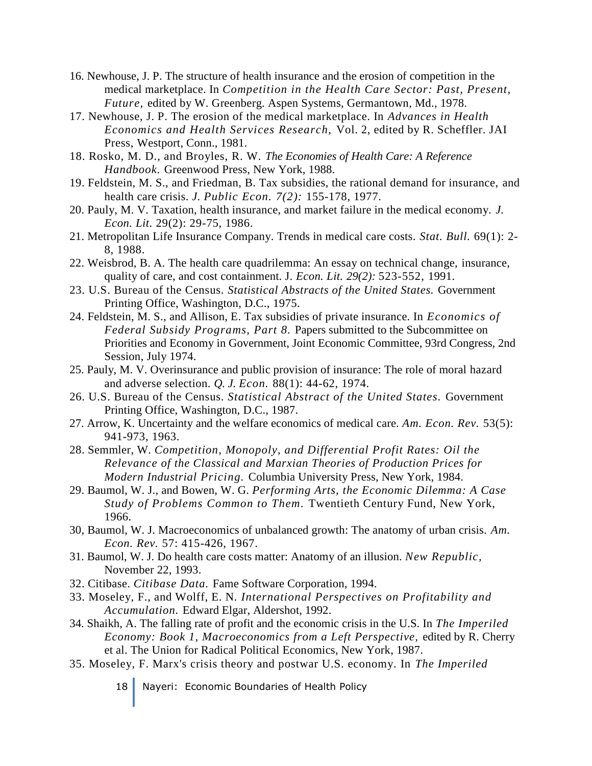16. Newhouse, J. P. The structure of health insurance and the erosion of competition in the medical marketplace. In *Competition in the Health Care Sector: Past, Present, Future,* edited by W. Greenberg. Aspen Systems, Germantown, Md., 1978.
17. Newhouse, J. P. The erosion of the medical marketplace. In *Advances in Health Economics and Health Services Research,* Vol. 2, edited by R. Scheffler. JAI Press, Westport, Conn., 1981.
18. Rosko, M. D., and Broyles, R. W. *The Economies of Health Care: A Reference Handbook.* Greenwood Press, New York, 1988.
19. Feldstein, M. S., and Friedman, B. Tax subsidies, the rational demand for insurance, and health care crisis. *J. Public Econ. 7(2):* 155-178, 1977.
20. Pauly, M. V. Taxation, health insurance, and market failure in the medical economy. *J. Econ. Lit.* 29(2): 29-75, 1986.
21. Metropolitan Life Insurance Company. Trends in medical care costs. *Stat. Bull.* 69(1): 2-8, 1988.
22. Weisbrod, B. A. The health care quadrilemma: An essay on technical change, insurance, quality of care, and cost containment. J. *Econ. Lit. 29(2):* 523-552, 1991.
23. U.S. Bureau of the Census. *Statistical Abstracts of the United States.* Government Printing Office, Washington, D.C., 1975.
24. Feldstein, M. S., and Allison, E. Tax subsidies of private insurance. In *Economics of Federal Subsidy Programs, Part 8.* Papers submitted to the Subcommittee on Priorities and Economy in Government, Joint Economic Committee, 93rd Congress, 2nd Session, July 1974.
25. Pauly, M. V. Overinsurance and public provision of insurance: The role of moral hazard and adverse selection. *Q. J. Econ.* 88(1): 44-62, 1974.
26. U.S. Bureau of the Census. *Statistical Abstract of the United States.* Government Printing Office, Washington, D.C., 1987.
27. Arrow, K. Uncertainty and the welfare economics of medical care. *Am. Econ. Rev.* 53(5): 941-973, 1963.
28. Semmler, W. *Competition, Monopoly, and Differential Profit Rates: Oil the Relevance of the Classical and Marxian Theories of Production Prices for Modern Industrial Pricing.* Columbia University Press, New York, 1984.
29. Baumol, W. J., and Bowen, W. G. *Performing Arts, the Economic Dilemma: A Case Study of Problems Common to Them.* Twentieth Century Fund, New York, 1966.
30, Baumol, W. J. Macroeconomics of unbalanced growth: The anatomy of urban crisis. *Am. Econ. Rev.* 57: 415-426, 1967.
31. Baumol, W. J. Do health care costs matter: Anatomy of an illusion. *New Republic,* November 22, 1993.
32. Citibase. *Citibase Data.* Fame Software Corporation, 1994.
33. Moseley, F., and Wolff, E. N. *International Perspectives on Profitability and Accumulation.* Edward Elgar, Aldershot, 1992.
34. Shaikh, A. The falling rate of profit and the economic crisis in the U.S. In *The Imperiled Economy: Book 1, Macroeconomics from a Left Perspective,* edited by R. Cherry et al. The Union for Radical Political Economics, New York, 1987.
35. Moseley, F. Marx's crisis theory and postwar U.S. economy. In *The Imperiled*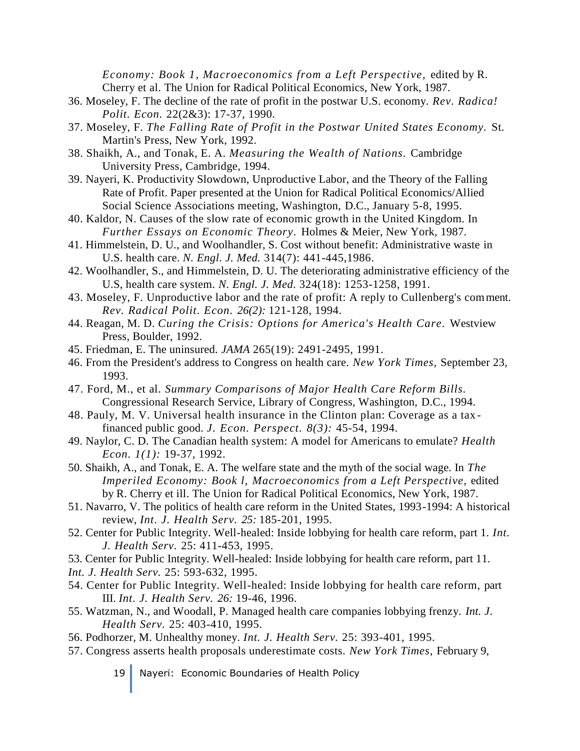*Economy: Book 1, Macroeconomics from a Left Perspective,* edited by R. Cherry et al. The Union for Radical Political Economics, New York, 1987.

36. Moseley, F. The decline of the rate of profit in the postwar U.S. economy. *Rev. Radica! Polit. Econ.* 22(2&3): 17-37, 1990.
37. Moseley, F. *The Falling Rate of Profit in the Postwar United States Economy.* St. Martin's Press, New York, 1992.
38. Shaikh, A., and Tonak, E. A. *Measuring the Wealth of Nations.* Cambridge University Press, Cambridge, 1994.
39. Nayeri, K. Productivity Slowdown, Unproductive Labor, and the Theory of the Falling Rate of Profit. Paper presented at the Union for Radical Political Economics/Allied Social Science Associations meeting, Washington, D.C., January 5-8, 1995.
40. Kaldor, N. Causes of the slow rate of economic growth in the United Kingdom. In *Further Essays on Economic Theory.* Holmes & Meier, New York, 1987.
41. Himmelstein, D. U., and Woolhandler, S. Cost without benefit: Administrative waste in U.S. health care. *N. Engl. J. Med.* 314(7): 441-445,1986.
42. Woolhandler, S., and Himmelstein, D. U. The deteriorating administrative efficiency of the U.S, health care system. *N. Engl. J. Med.* 324(18): 1253-1258, 1991.
43. Moseley, F. Unproductive labor and the rate of profit: A reply to Cullenberg's comment. *Rev. Radical Polit. Econ. 26(2):* 121-128, 1994.
44. Reagan, M. D. *Curing the Crisis: Options for America's Health Care.* Westview Press, Boulder, 1992.
45. Friedman, E. The uninsured. *JAMA* 265(19): 2491-2495, 1991.
46. From the President's address to Congress on health care. *New York Times,* September 23, 1993.
47. Ford, M., et al. *Summary Comparisons of Major Health Care Reform Bills.* Congressional Research Service, Library of Congress, Washington, D.C., 1994.
48. Pauly, M. V. Universal health insurance in the Clinton plan: Coverage as a tax-financed public good. *J. Econ. Perspect. 8(3):* 45-54, 1994.
49. Naylor, C. D. The Canadian health system: A model for Americans to emulate? *Health Econ. 1(1):* 19-37, 1992.
50. Shaikh, A., and Tonak, E. A. The welfare state and the myth of the social wage. In *The Imperiled Economy: Book l, Macroeconomics from a Left Perspective,* edited by R. Cherry et ill. The Union for Radical Political Economics, New York, 1987.
51. Navarro, V. The politics of health care reform in the United States, 1993-1994: A historical review, *Int. J. Health Serv. 25:* 185-201, 1995.
52. Center for Public Integrity. Well-healed: Inside lobbying for health care reform, part 1. *Int. J. Health Serv.* 25: 411-453, 1995.
53. Center for Public Integrity. Well-healed: Inside lobbying for health care reform, part 11. *Int. J. Health Serv.* 25: 593-632, 1995.
54. Center for Public Integrity. Well-healed: Inside lobbying for health care reform, part III. *Int. J. Health Serv. 26:* 19-46, 1996.
55. Watzman, N., and Woodall, P. Managed health care companies lobbying frenzy. *Int. J. Health Serv.* 25: 403-410, 1995.
56. Podhorzer, M. Unhealthy money. *Int. J. Health Serv.* 25: 393-401, 1995.
57. Congress asserts health proposals underestimate costs. *New York Times,* February 9,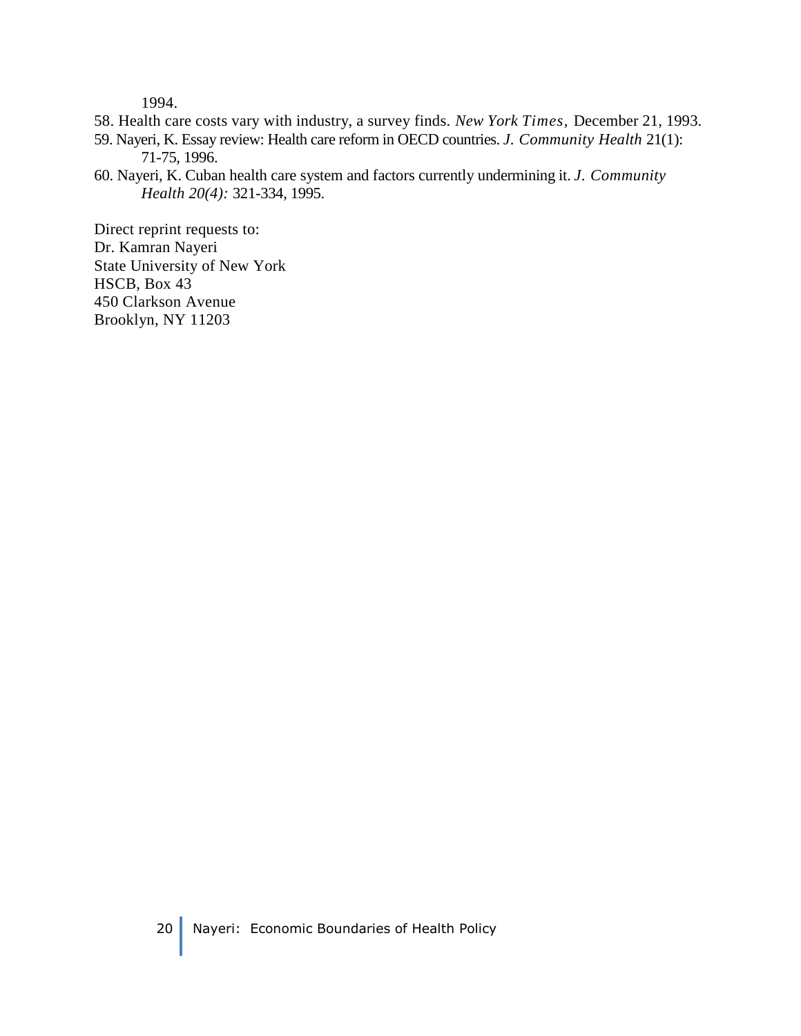1994.

58. Health care costs vary with industry, a survey finds. *New York Times,* December 21, 1993.
59. Nayeri, K. Essay review: Health care reform in OECD countries. *J. Community Health* 21(1): 71-75, 1996.
60. Nayeri, K. Cuban health care system and factors currently undermining it. *J. Community Health 20(4):* 321-334, 1995.

Direct reprint requests to:
Dr. Kamran Nayeri
State University of New York
HSCB, Box 43
450 Clarkson Avenue
Brooklyn, NY 11203